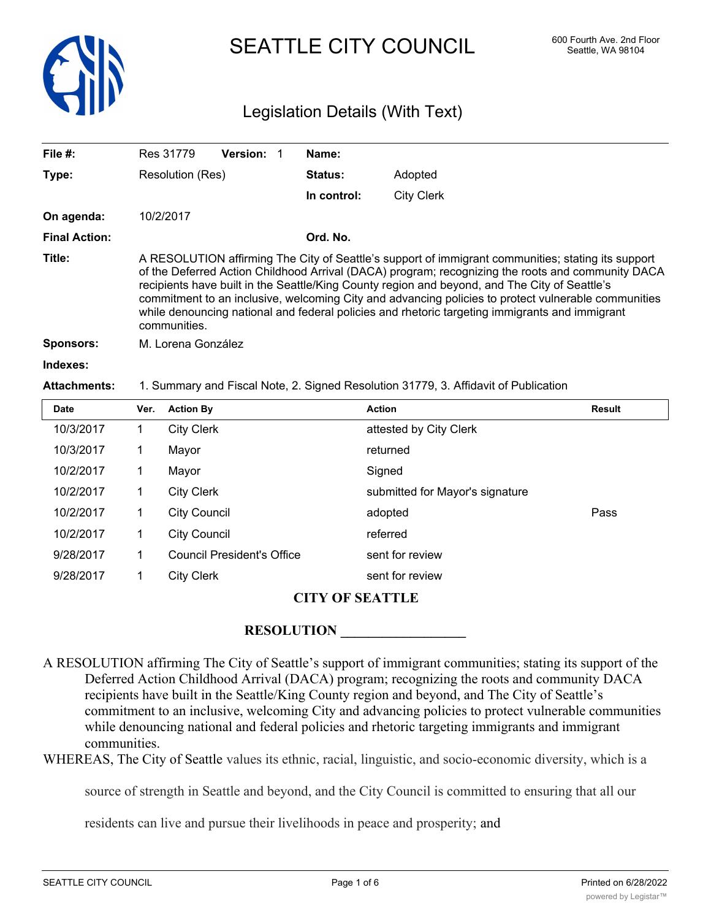# SEATTLE CITY COUNCIL

600 Fourth Ave. 2nd Floor
Seattle, WA 98104

## Legislation Details (With Text)

| | | | |
|---|---|---|---|
| **File #:** | Res 31779 **Version:** 1 | **Name:** | |
| **Type:** | Resolution (Res) | **Status:** | Adopted |
| | | **In control:** | City Clerk |
| **On agenda:** | 10/2/2017 | | |
| **Final Action:** | | **Ord. No.** | |

**Title:** A RESOLUTION affirming The City of Seattle's support of immigrant communities; stating its support of the Deferred Action Childhood Arrival (DACA) program; recognizing the roots and community DACA recipients have built in the Seattle/King County region and beyond, and The City of Seattle's commitment to an inclusive, welcoming City and advancing policies to protect vulnerable communities while denouncing national and federal policies and rhetoric targeting immigrants and immigrant communities.

**Sponsors:** M. Lorena González

**Indexes:**

**Attachments:** 1. Summary and Fiscal Note, 2. Signed Resolution 31779, 3. Affidavit of Publication

| Date | Ver. | Action By | Action | Result |
|---|---|---|---|---|
| 10/3/2017 | 1 | City Clerk | attested by City Clerk | |
| 10/3/2017 | 1 | Mayor | returned | |
| 10/2/2017 | 1 | Mayor | Signed | |
| 10/2/2017 | 1 | City Clerk | submitted for Mayor's signature | |
| 10/2/2017 | 1 | City Council | adopted | Pass |
| 10/2/2017 | 1 | City Council | referred | |
| 9/28/2017 | 1 | Council President's Office | sent for review | |
| 9/28/2017 | 1 | City Clerk | sent for review | |

**CITY OF SEATTLE**

**RESOLUTION \_\_\_\_\_\_\_\_\_\_\_\_\_\_\_\_\_\_**

A RESOLUTION affirming The City of Seattle's support of immigrant communities; stating its support of the Deferred Action Childhood Arrival (DACA) program; recognizing the roots and community DACA recipients have built in the Seattle/King County region and beyond, and The City of Seattle's commitment to an inclusive, welcoming City and advancing policies to protect vulnerable communities while denouncing national and federal policies and rhetoric targeting immigrants and immigrant communities.

WHEREAS, The City of Seattle values its ethnic, racial, linguistic, and socio-economic diversity, which is a source of strength in Seattle and beyond, and the City Council is committed to ensuring that all our residents can live and pursue their livelihoods in peace and prosperity; and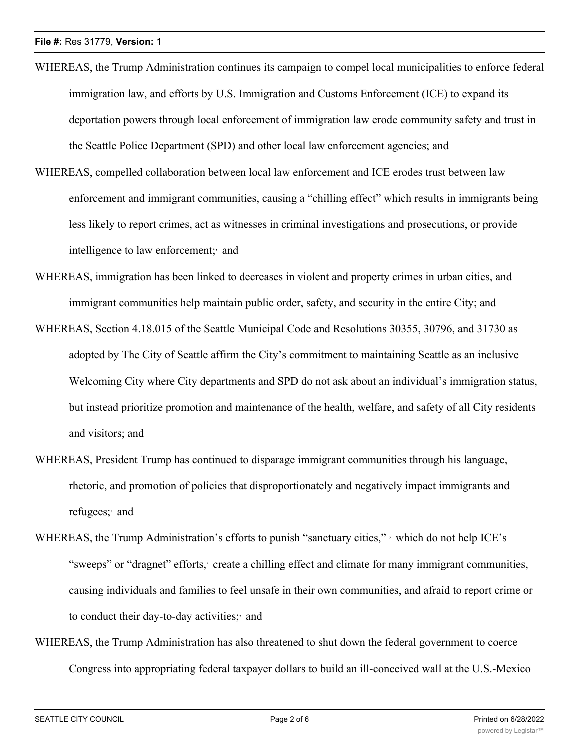WHEREAS, the Trump Administration continues its campaign to compel local municipalities to enforce federal immigration law, and efforts by U.S. Immigration and Customs Enforcement (ICE) to expand its deportation powers through local enforcement of immigration law erode community safety and trust in the Seattle Police Department (SPD) and other local law enforcement agencies; and

WHEREAS, compelled collaboration between local law enforcement and ICE erodes trust between law enforcement and immigrant communities, causing a "chilling effect" which results in immigrants being less likely to report crimes, act as witnesses in criminal investigations and prosecutions, or provide intelligence to law enforcement;, and

WHEREAS, immigration has been linked to decreases in violent and property crimes in urban cities, and immigrant communities help maintain public order, safety, and security in the entire City; and

WHEREAS, Section 4.18.015 of the Seattle Municipal Code and Resolutions 30355, 30796, and 31730 as adopted by The City of Seattle affirm the City's commitment to maintaining Seattle as an inclusive Welcoming City where City departments and SPD do not ask about an individual's immigration status, but instead prioritize promotion and maintenance of the health, welfare, and safety of all City residents and visitors; and

WHEREAS, President Trump has continued to disparage immigrant communities through his language, rhetoric, and promotion of policies that disproportionately and negatively impact immigrants and refugees;, and

WHEREAS, the Trump Administration's efforts to punish "sanctuary cities," , which do not help ICE's "sweeps" or "dragnet" efforts, create a chilling effect and climate for many immigrant communities, causing individuals and families to feel unsafe in their own communities, and afraid to report crime or to conduct their day-to-day activities;, and

WHEREAS, the Trump Administration has also threatened to shut down the federal government to coerce Congress into appropriating federal taxpayer dollars to build an ill-conceived wall at the U.S.-Mexico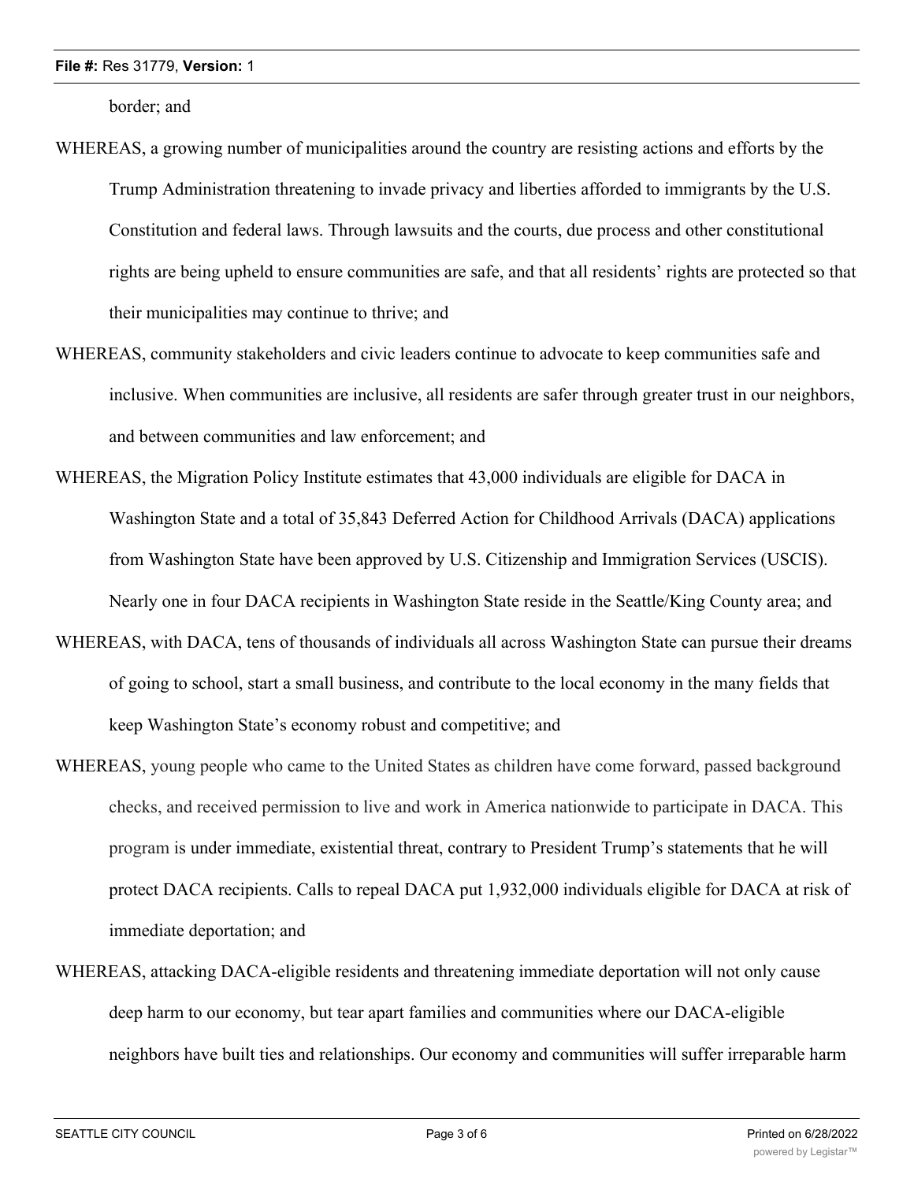border; and

WHEREAS, a growing number of municipalities around the country are resisting actions and efforts by the Trump Administration threatening to invade privacy and liberties afforded to immigrants by the U.S. Constitution and federal laws. Through lawsuits and the courts, due process and other constitutional rights are being upheld to ensure communities are safe, and that all residents' rights are protected so that their municipalities may continue to thrive; and

WHEREAS, community stakeholders and civic leaders continue to advocate to keep communities safe and inclusive. When communities are inclusive, all residents are safer through greater trust in our neighbors, and between communities and law enforcement; and

WHEREAS, the Migration Policy Institute estimates that 43,000 individuals are eligible for DACA in Washington State and a total of 35,843 Deferred Action for Childhood Arrivals (DACA) applications from Washington State have been approved by U.S. Citizenship and Immigration Services (USCIS). Nearly one in four DACA recipients in Washington State reside in the Seattle/King County area; and

WHEREAS, with DACA, tens of thousands of individuals all across Washington State can pursue their dreams of going to school, start a small business, and contribute to the local economy in the many fields that keep Washington State's economy robust and competitive; and

WHEREAS, young people who came to the United States as children have come forward, passed background checks, and received permission to live and work in America nationwide to participate in DACA. This program is under immediate, existential threat, contrary to President Trump's statements that he will protect DACA recipients. Calls to repeal DACA put 1,932,000 individuals eligible for DACA at risk of immediate deportation; and

WHEREAS, attacking DACA-eligible residents and threatening immediate deportation will not only cause deep harm to our economy, but tear apart families and communities where our DACA-eligible neighbors have built ties and relationships. Our economy and communities will suffer irreparable harm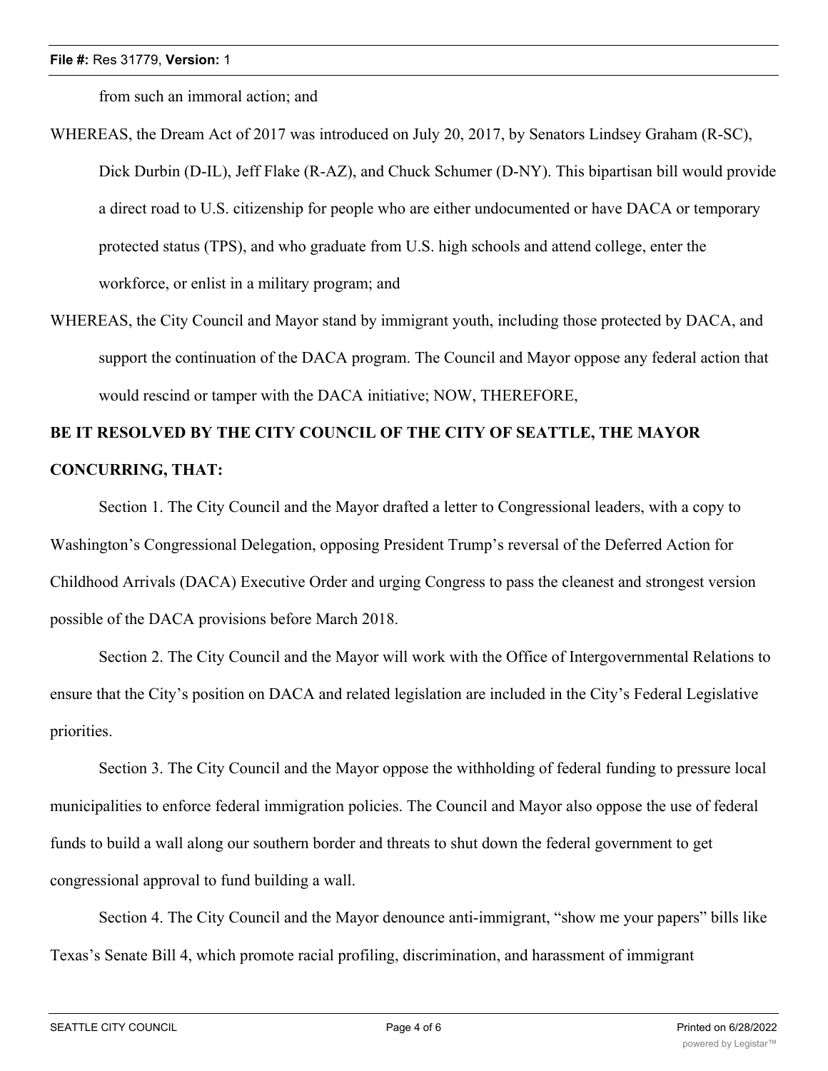from such an immoral action; and

WHEREAS, the Dream Act of 2017 was introduced on July 20, 2017, by Senators Lindsey Graham (R-SC), Dick Durbin (D-IL), Jeff Flake (R-AZ), and Chuck Schumer (D-NY). This bipartisan bill would provide a direct road to U.S. citizenship for people who are either undocumented or have DACA or temporary protected status (TPS), and who graduate from U.S. high schools and attend college, enter the workforce, or enlist in a military program; and

WHEREAS, the City Council and Mayor stand by immigrant youth, including those protected by DACA, and support the continuation of the DACA program. The Council and Mayor oppose any federal action that would rescind or tamper with the DACA initiative; NOW, THEREFORE,

**BE IT RESOLVED BY THE CITY COUNCIL OF THE CITY OF SEATTLE, THE MAYOR CONCURRING, THAT:**

Section 1. The City Council and the Mayor drafted a letter to Congressional leaders, with a copy to Washington's Congressional Delegation, opposing President Trump's reversal of the Deferred Action for Childhood Arrivals (DACA) Executive Order and urging Congress to pass the cleanest and strongest version possible of the DACA provisions before March 2018.

Section 2. The City Council and the Mayor will work with the Office of Intergovernmental Relations to ensure that the City's position on DACA and related legislation are included in the City's Federal Legislative priorities.

Section 3. The City Council and the Mayor oppose the withholding of federal funding to pressure local municipalities to enforce federal immigration policies. The Council and Mayor also oppose the use of federal funds to build a wall along our southern border and threats to shut down the federal government to get congressional approval to fund building a wall.

Section 4. The City Council and the Mayor denounce anti-immigrant, "show me your papers" bills like Texas's Senate Bill 4, which promote racial profiling, discrimination, and harassment of immigrant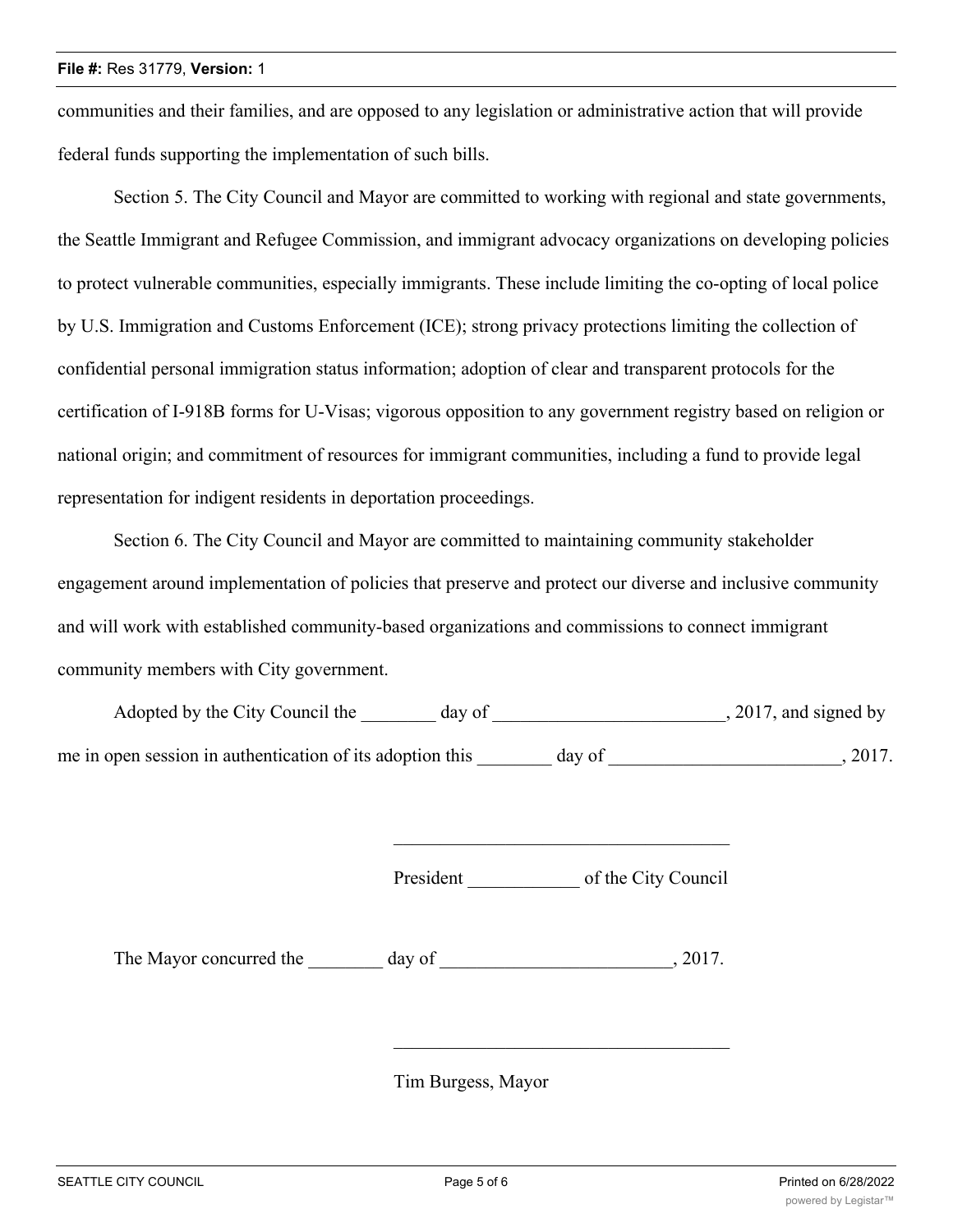communities and their families, and are opposed to any legislation or administrative action that will provide federal funds supporting the implementation of such bills.

Section 5. The City Council and Mayor are committed to working with regional and state governments, the Seattle Immigrant and Refugee Commission, and immigrant advocacy organizations on developing policies to protect vulnerable communities, especially immigrants. These include limiting the co-opting of local police by U.S. Immigration and Customs Enforcement (ICE); strong privacy protections limiting the collection of confidential personal immigration status information; adoption of clear and transparent protocols for the certification of I-918B forms for U-Visas; vigorous opposition to any government registry based on religion or national origin; and commitment of resources for immigrant communities, including a fund to provide legal representation for indigent residents in deportation proceedings.

Section 6. The City Council and Mayor are committed to maintaining community stakeholder engagement around implementation of policies that preserve and protect our diverse and inclusive community and will work with established community-based organizations and commissions to connect immigrant community members with City government.

Adopted by the City Council the ________ day of _________________________, 2017, and signed by me in open session in authentication of its adoption this ________ day of _________________________, 2017.

____________________________________

President ____________ of the City Council

The Mayor concurred the ________ day of _________________________, 2017.

____________________________________

Tim Burgess, Mayor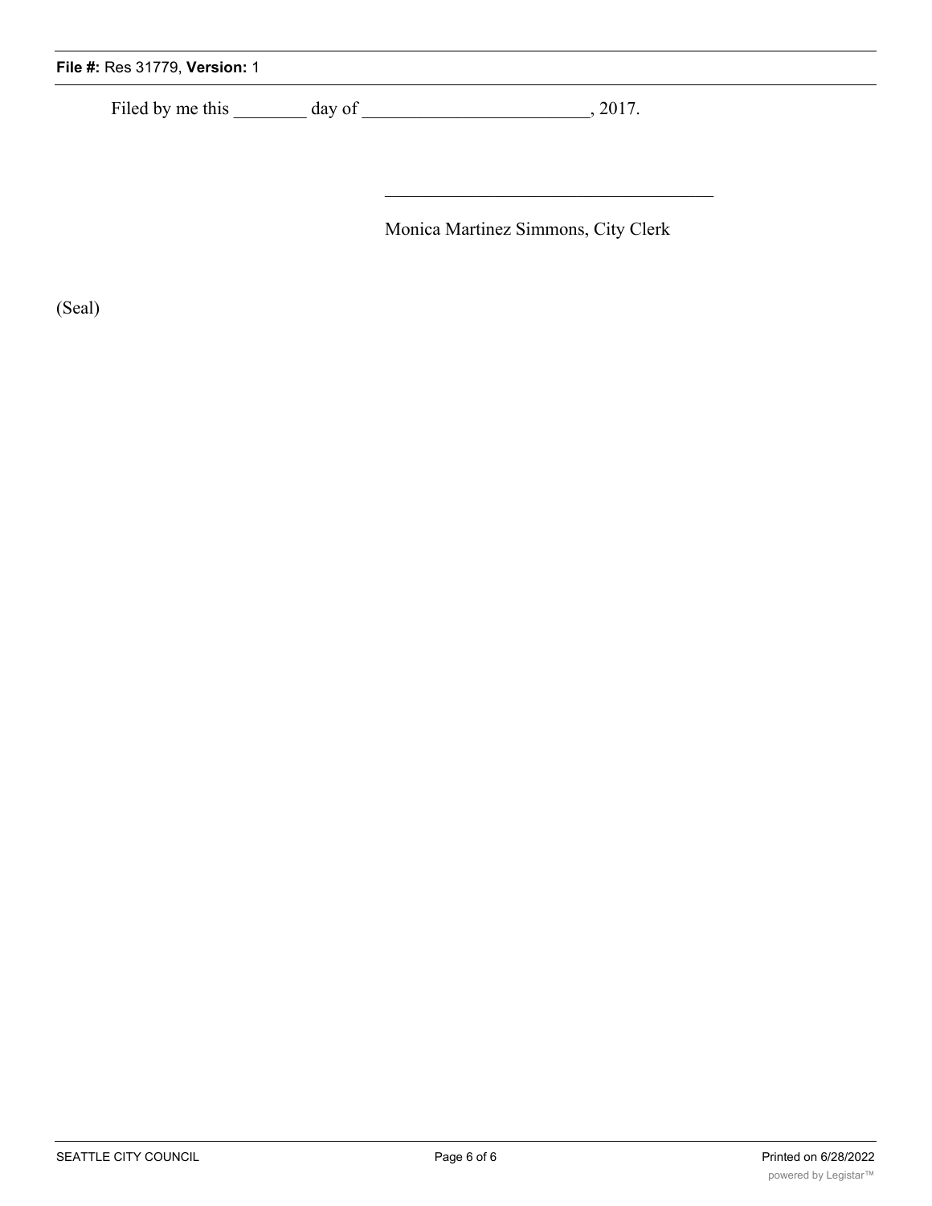Filed by me this ________ day of _________________________, 2017.

____________________________________

Monica Martinez Simmons, City Clerk

(Seal)